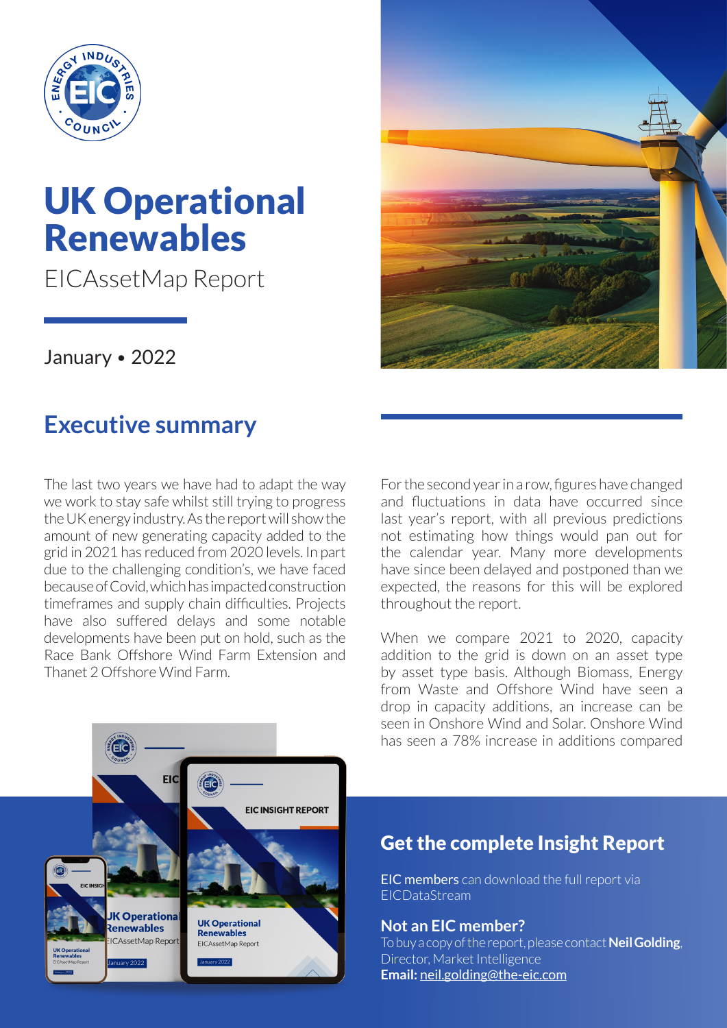# UK Operational Renewables

EICAssetMap Report

January • 2022

## Executive summary

The last two years we have had to adapt the way we work to stay safe whilst still trying to progress the UK energy industry. As the report will show the amount of new generating capacity added to the grid in 2021 has reduced from 2020 levels. In part due to the challenging condition's, we have faced because of Covid, which has impacted construction timeframes and supply chain difficulties. Projects have also suffered delays and some notable developments have been put on hold, such as the Race Bank Offshore Wind Farm Extension and Thanet 2 Offshore Wind Farm.

For the second year in a row, figures have changed and fluctuations in data have occurred since last year's report, with all previous predictions not estimating how things would pan out for the calendar year. Many more developments have since been delayed and postponed than we expected, the reasons for this will be explored throughout the report.

When we compare 2021 to 2020, capacity addition to the grid is down on an asset type by asset type basis. Although Biomass, Energy from Waste and Offshore Wind have seen a drop in capacity additions, an increase can be seen in Onshore Wind and Solar. Onshore Wind has seen a 78% increase in additions compared

## Get the complete Insight Report

**EIC members** can download the full report via EICDataStream

### Not an EIC member?

To buy a copy of the report, please contact **Neil Golding**, Director, Market Intelligence

**Email:** neil.golding@the-eic.com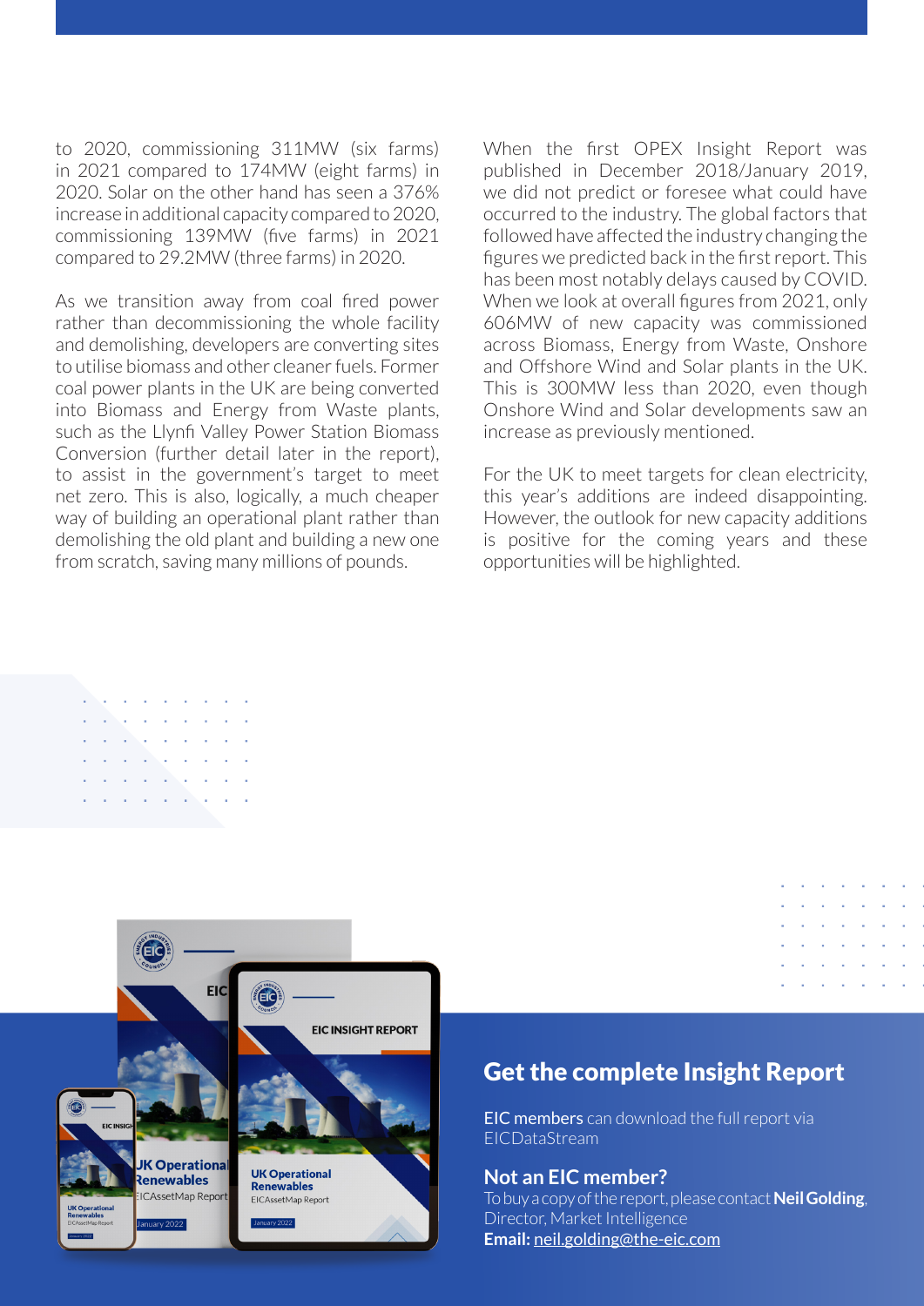to 2020, commissioning 311MW (six farms) in 2021 compared to 174MW (eight farms) in 2020. Solar on the other hand has seen a 376% increase in additional capacity compared to 2020, commissioning 139MW (five farms) in 2021 compared to 29.2MW (three farms) in 2020.

As we transition away from coal fired power rather than decommissioning the whole facility and demolishing, developers are converting sites to utilise biomass and other cleaner fuels. Former coal power plants in the UK are being converted into Biomass and Energy from Waste plants, such as the Llynfi Valley Power Station Biomass Conversion (further detail later in the report), to assist in the government's target to meet net zero. This is also, logically, a much cheaper way of building an operational plant rather than demolishing the old plant and building a new one from scratch, saving many millions of pounds.

When the first OPEX Insight Report was published in December 2018/January 2019, we did not predict or foresee what could have occurred to the industry. The global factors that followed have affected the industry changing the figures we predicted back in the first report. This has been most notably delays caused by COVID. When we look at overall figures from 2021, only 606MW of new capacity was commissioned across Biomass, Energy from Waste, Onshore and Offshore Wind and Solar plants in the UK. This is 300MW less than 2020, even though Onshore Wind and Solar developments saw an increase as previously mentioned.

For the UK to meet targets for clean electricity, this year's additions are indeed disappointing. However, the outlook for new capacity additions is positive for the coming years and these opportunities will be highlighted.

## Get the complete Insight Report

**EIC members** can download the full report via EICDataStream

**Not an EIC member?**
To buy a copy of the report, please contact **Neil Golding**, Director, Market Intelligence
**Email:** neil.golding@the-eic.com